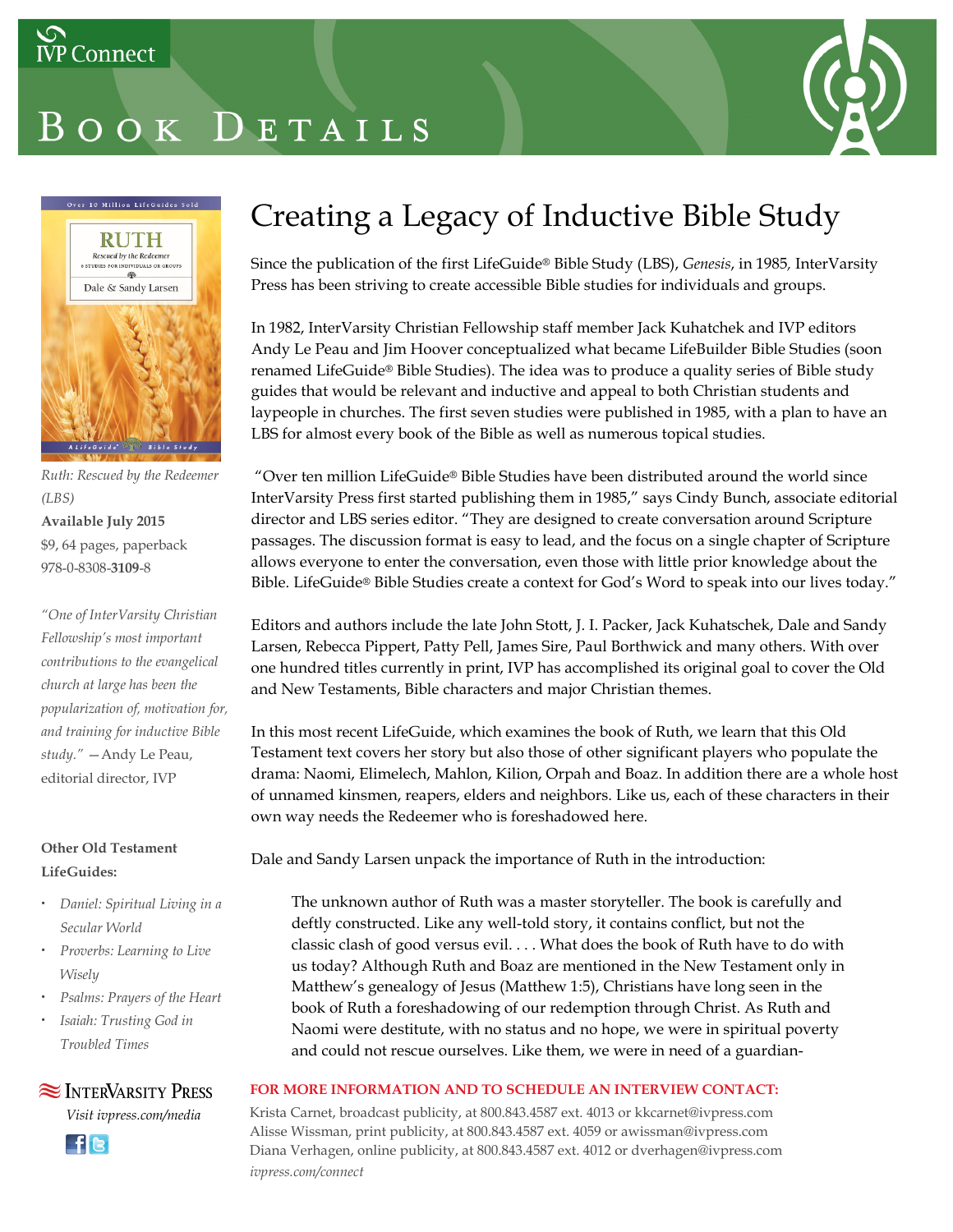IVP Connect

# Book Details

*Ruth: Rescued by the Redeemer (LBS)*
**Available July 2015**
$9, 64 pages, paperback
978-0-8308-**3109**-8

*"One of InterVarsity Christian Fellowship's most important contributions to the evangelical church at large has been the popularization of, motivation for, and training for inductive Bible study."* —Andy Le Peau, editorial director, IVP

**Other Old Testament LifeGuides:**

- *Daniel: Spiritual Living in a Secular World*
- *Proverbs: Learning to Live Wisely*
- *Psalms: Prayers of the Heart*
- *Isaiah: Trusting God in Troubled Times*

InterVarsity Press
*Visit ivpress.com/media*

## Creating a Legacy of Inductive Bible Study

Since the publication of the first LifeGuide® Bible Study (LBS), *Genesis*, in 1985, InterVarsity Press has been striving to create accessible Bible studies for individuals and groups.

In 1982, InterVarsity Christian Fellowship staff member Jack Kuhatchek and IVP editors Andy Le Peau and Jim Hoover conceptualized what became LifeBuilder Bible Studies (soon renamed LifeGuide® Bible Studies). The idea was to produce a quality series of Bible study guides that would be relevant and inductive and appeal to both Christian students and laypeople in churches. The first seven studies were published in 1985, with a plan to have an LBS for almost every book of the Bible as well as numerous topical studies.

"Over ten million LifeGuide® Bible Studies have been distributed around the world since InterVarsity Press first started publishing them in 1985," says Cindy Bunch, associate editorial director and LBS series editor. "They are designed to create conversation around Scripture passages. The discussion format is easy to lead, and the focus on a single chapter of Scripture allows everyone to enter the conversation, even those with little prior knowledge about the Bible. LifeGuide® Bible Studies create a context for God's Word to speak into our lives today."

Editors and authors include the late John Stott, J. I. Packer, Jack Kuhatschek, Dale and Sandy Larsen, Rebecca Pippert, Patty Pell, James Sire, Paul Borthwick and many others. With over one hundred titles currently in print, IVP has accomplished its original goal to cover the Old and New Testaments, Bible characters and major Christian themes.

In this most recent LifeGuide, which examines the book of Ruth, we learn that this Old Testament text covers her story but also those of other significant players who populate the drama: Naomi, Elimelech, Mahlon, Kilion, Orpah and Boaz. In addition there are a whole host of unnamed kinsmen, reapers, elders and neighbors. Like us, each of these characters in their own way needs the Redeemer who is foreshadowed here.

Dale and Sandy Larsen unpack the importance of Ruth in the introduction:

> The unknown author of Ruth was a master storyteller. The book is carefully and deftly constructed. Like any well-told story, it contains conflict, but not the classic clash of good versus evil. . . . What does the book of Ruth have to do with us today? Although Ruth and Boaz are mentioned in the New Testament only in Matthew's genealogy of Jesus (Matthew 1:5), Christians have long seen in the book of Ruth a foreshadowing of our redemption through Christ. As Ruth and Naomi were destitute, with no status and no hope, we were in spiritual poverty and could not rescue ourselves. Like them, we were in need of a guardian-

**FOR MORE INFORMATION AND TO SCHEDULE AN INTERVIEW CONTACT:**

Krista Carnet, broadcast publicity, at 800.843.4587 ext. 4013 or kkcarnet@ivpress.com
Alisse Wissman, print publicity, at 800.843.4587 ext. 4059 or awissman@ivpress.com
Diana Verhagen, online publicity, at 800.843.4587 ext. 4012 or dverhagen@ivpress.com
*ivpress.com/connect*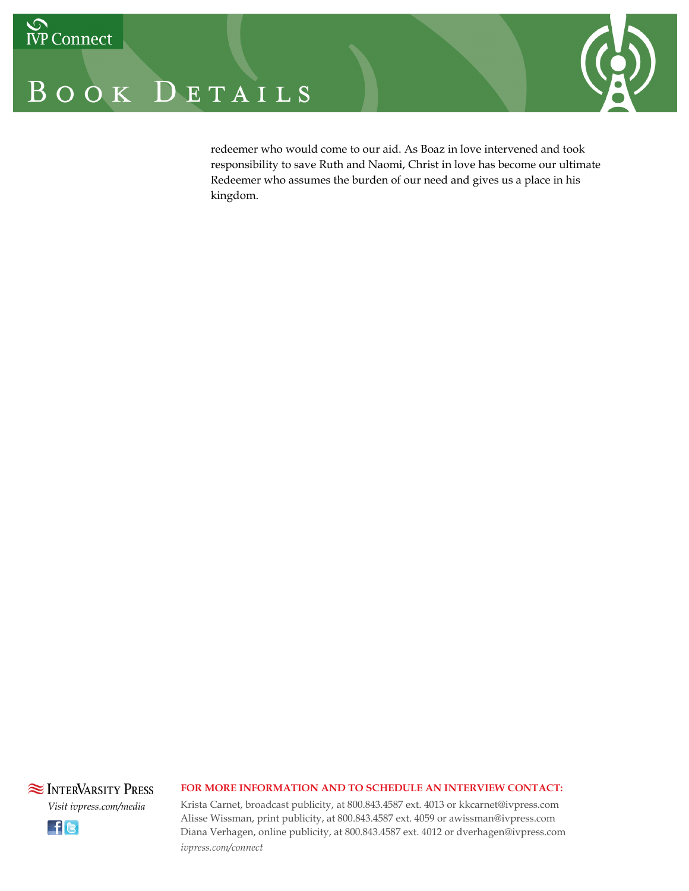redeemer who would come to our aid. As Boaz in love intervened and took responsibility to save Ruth and Naomi, Christ in love has become our ultimate Redeemer who assumes the burden of our need and gives us a place in his kingdom.

InterVarsity Press

*Visit ivpress.com/media*

**FOR MORE INFORMATION AND TO SCHEDULE AN INTERVIEW CONTACT:**

Krista Carnet, broadcast publicity, at 800.843.4587 ext. 4013 or kkcarnet@ivpress.com
Alisse Wissman, print publicity, at 800.843.4587 ext. 4059 or awissman@ivpress.com
Diana Verhagen, online publicity, at 800.843.4587 ext. 4012 or dverhagen@ivpress.com
*ivpress.com/connect*